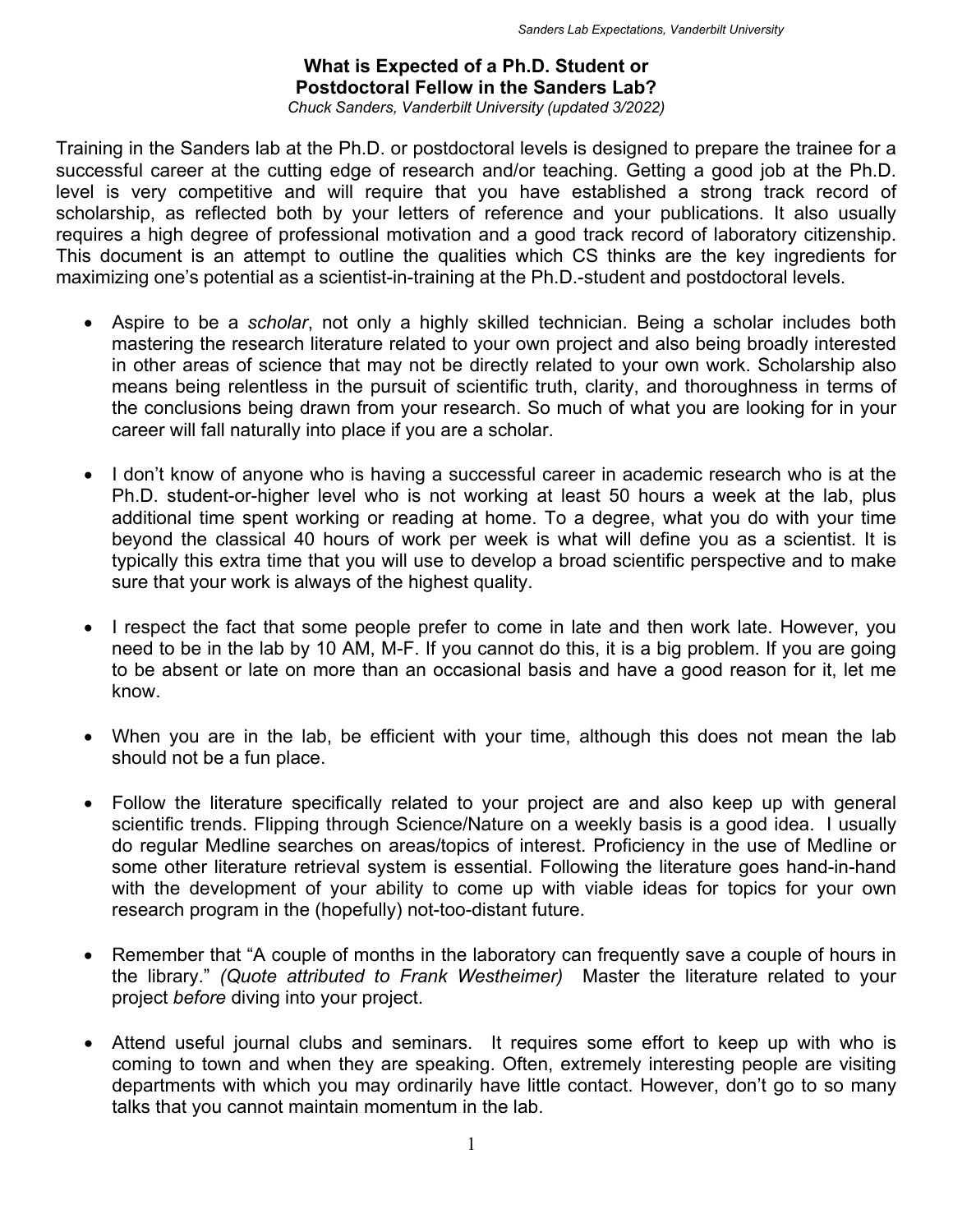# What is Expected of a Ph.D. Student or Postdoctoral Fellow in the Sanders Lab?

*Chuck Sanders, Vanderbilt University (updated 3/2022)*

Training in the Sanders lab at the Ph.D. or postdoctoral levels is designed to prepare the trainee for a successful career at the cutting edge of research and/or teaching. Getting a good job at the Ph.D. level is very competitive and will require that you have established a strong track record of scholarship, as reflected both by your letters of reference and your publications. It also usually requires a high degree of professional motivation and a good track record of laboratory citizenship. This document is an attempt to outline the qualities which CS thinks are the key ingredients for maximizing one's potential as a scientist-in-training at the Ph.D.-student and postdoctoral levels.

- Aspire to be a *scholar*, not only a highly skilled technician. Being a scholar includes both mastering the research literature related to your own project and also being broadly interested in other areas of science that may not be directly related to your own work. Scholarship also means being relentless in the pursuit of scientific truth, clarity, and thoroughness in terms of the conclusions being drawn from your research. So much of what you are looking for in your career will fall naturally into place if you are a scholar.

- I don't know of anyone who is having a successful career in academic research who is at the Ph.D. student-or-higher level who is not working at least 50 hours a week at the lab, plus additional time spent working or reading at home. To a degree, what you do with your time beyond the classical 40 hours of work per week is what will define you as a scientist. It is typically this extra time that you will use to develop a broad scientific perspective and to make sure that your work is always of the highest quality.

- I respect the fact that some people prefer to come in late and then work late. However, you need to be in the lab by 10 AM, M-F. If you cannot do this, it is a big problem. If you are going to be absent or late on more than an occasional basis and have a good reason for it, let me know.

- When you are in the lab, be efficient with your time, although this does not mean the lab should not be a fun place.

- Follow the literature specifically related to your project are and also keep up with general scientific trends. Flipping through Science/Nature on a weekly basis is a good idea. I usually do regular Medline searches on areas/topics of interest. Proficiency in the use of Medline or some other literature retrieval system is essential. Following the literature goes hand-in-hand with the development of your ability to come up with viable ideas for topics for your own research program in the (hopefully) not-too-distant future.

- Remember that "A couple of months in the laboratory can frequently save a couple of hours in the library." *(Quote attributed to Frank Westheimer)* Master the literature related to your project *before* diving into your project.

- Attend useful journal clubs and seminars. It requires some effort to keep up with who is coming to town and when they are speaking. Often, extremely interesting people are visiting departments with which you may ordinarily have little contact. However, don't go to so many talks that you cannot maintain momentum in the lab.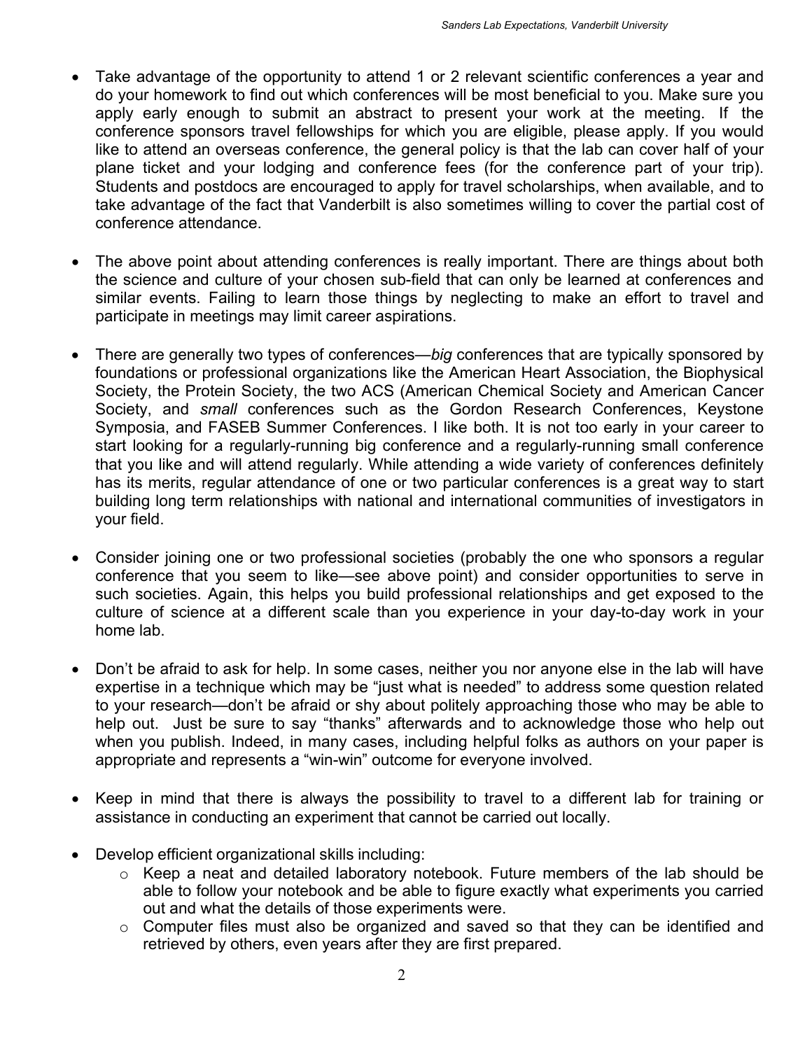- Take advantage of the opportunity to attend 1 or 2 relevant scientific conferences a year and do your homework to find out which conferences will be most beneficial to you. Make sure you apply early enough to submit an abstract to present your work at the meeting. If the conference sponsors travel fellowships for which you are eligible, please apply. If you would like to attend an overseas conference, the general policy is that the lab can cover half of your plane ticket and your lodging and conference fees (for the conference part of your trip). Students and postdocs are encouraged to apply for travel scholarships, when available, and to take advantage of the fact that Vanderbilt is also sometimes willing to cover the partial cost of conference attendance.

- The above point about attending conferences is really important. There are things about both the science and culture of your chosen sub-field that can only be learned at conferences and similar events. Failing to learn those things by neglecting to make an effort to travel and participate in meetings may limit career aspirations.

- There are generally two types of conferences—*big* conferences that are typically sponsored by foundations or professional organizations like the American Heart Association, the Biophysical Society, the Protein Society, the two ACS (American Chemical Society and American Cancer Society, and *small* conferences such as the Gordon Research Conferences, Keystone Symposia, and FASEB Summer Conferences. I like both. It is not too early in your career to start looking for a regularly-running big conference and a regularly-running small conference that you like and will attend regularly. While attending a wide variety of conferences definitely has its merits, regular attendance of one or two particular conferences is a great way to start building long term relationships with national and international communities of investigators in your field.

- Consider joining one or two professional societies (probably the one who sponsors a regular conference that you seem to like—see above point) and consider opportunities to serve in such societies. Again, this helps you build professional relationships and get exposed to the culture of science at a different scale than you experience in your day-to-day work in your home lab.

- Don't be afraid to ask for help. In some cases, neither you nor anyone else in the lab will have expertise in a technique which may be "just what is needed" to address some question related to your research—don't be afraid or shy about politely approaching those who may be able to help out. Just be sure to say "thanks" afterwards and to acknowledge those who help out when you publish. Indeed, in many cases, including helpful folks as authors on your paper is appropriate and represents a "win-win" outcome for everyone involved.

- Keep in mind that there is always the possibility to travel to a different lab for training or assistance in conducting an experiment that cannot be carried out locally.

- Develop efficient organizational skills including:
  - Keep a neat and detailed laboratory notebook. Future members of the lab should be able to follow your notebook and be able to figure exactly what experiments you carried out and what the details of those experiments were.
  - Computer files must also be organized and saved so that they can be identified and retrieved by others, even years after they are first prepared.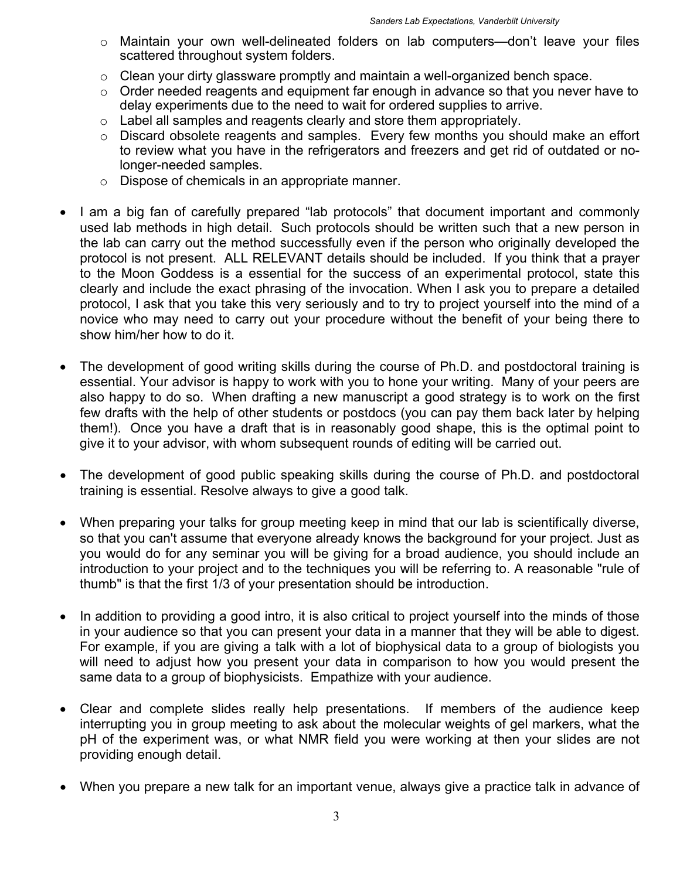- Maintain your own well-delineated folders on lab computers—don't leave your files scattered throughout system folders.
  - Clean your dirty glassware promptly and maintain a well-organized bench space.
  - Order needed reagents and equipment far enough in advance so that you never have to delay experiments due to the need to wait for ordered supplies to arrive.
  - Label all samples and reagents clearly and store them appropriately.
  - Discard obsolete reagents and samples. Every few months you should make an effort to review what you have in the refrigerators and freezers and get rid of outdated or no-longer-needed samples.
  - Dispose of chemicals in an appropriate manner.

- I am a big fan of carefully prepared "lab protocols" that document important and commonly used lab methods in high detail. Such protocols should be written such that a new person in the lab can carry out the method successfully even if the person who originally developed the protocol is not present. ALL RELEVANT details should be included. If you think that a prayer to the Moon Goddess is a essential for the success of an experimental protocol, state this clearly and include the exact phrasing of the invocation. When I ask you to prepare a detailed protocol, I ask that you take this very seriously and to try to project yourself into the mind of a novice who may need to carry out your procedure without the benefit of your being there to show him/her how to do it.

- The development of good writing skills during the course of Ph.D. and postdoctoral training is essential. Your advisor is happy to work with you to hone your writing. Many of your peers are also happy to do so. When drafting a new manuscript a good strategy is to work on the first few drafts with the help of other students or postdocs (you can pay them back later by helping them!). Once you have a draft that is in reasonably good shape, this is the optimal point to give it to your advisor, with whom subsequent rounds of editing will be carried out.

- The development of good public speaking skills during the course of Ph.D. and postdoctoral training is essential. Resolve always to give a good talk.

- When preparing your talks for group meeting keep in mind that our lab is scientifically diverse, so that you can't assume that everyone already knows the background for your project. Just as you would do for any seminar you will be giving for a broad audience, you should include an introduction to your project and to the techniques you will be referring to. A reasonable "rule of thumb" is that the first 1/3 of your presentation should be introduction.

- In addition to providing a good intro, it is also critical to project yourself into the minds of those in your audience so that you can present your data in a manner that they will be able to digest. For example, if you are giving a talk with a lot of biophysical data to a group of biologists you will need to adjust how you present your data in comparison to how you would present the same data to a group of biophysicists. Empathize with your audience.

- Clear and complete slides really help presentations. If members of the audience keep interrupting you in group meeting to ask about the molecular weights of gel markers, what the pH of the experiment was, or what NMR field you were working at then your slides are not providing enough detail.

- When you prepare a new talk for an important venue, always give a practice talk in advance of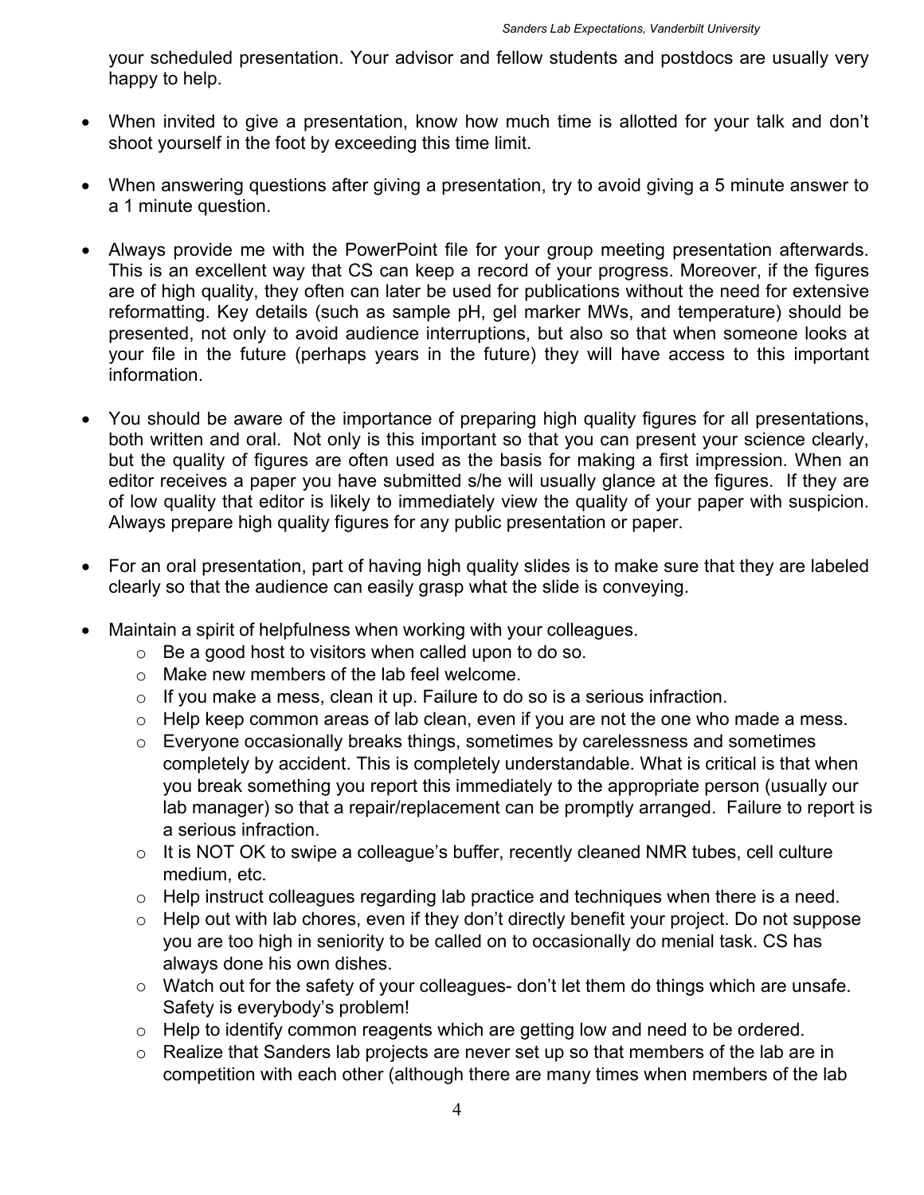your scheduled presentation. Your advisor and fellow students and postdocs are usually very happy to help.

- When invited to give a presentation, know how much time is allotted for your talk and don't shoot yourself in the foot by exceeding this time limit.

- When answering questions after giving a presentation, try to avoid giving a 5 minute answer to a 1 minute question.

- Always provide me with the PowerPoint file for your group meeting presentation afterwards. This is an excellent way that CS can keep a record of your progress. Moreover, if the figures are of high quality, they often can later be used for publications without the need for extensive reformatting. Key details (such as sample pH, gel marker MWs, and temperature) should be presented, not only to avoid audience interruptions, but also so that when someone looks at your file in the future (perhaps years in the future) they will have access to this important information.

- You should be aware of the importance of preparing high quality figures for all presentations, both written and oral. Not only is this important so that you can present your science clearly, but the quality of figures are often used as the basis for making a first impression. When an editor receives a paper you have submitted s/he will usually glance at the figures. If they are of low quality that editor is likely to immediately view the quality of your paper with suspicion. Always prepare high quality figures for any public presentation or paper.

- For an oral presentation, part of having high quality slides is to make sure that they are labeled clearly so that the audience can easily grasp what the slide is conveying.

- Maintain a spirit of helpfulness when working with your colleagues.
  - Be a good host to visitors when called upon to do so.
  - Make new members of the lab feel welcome.
  - If you make a mess, clean it up. Failure to do so is a serious infraction.
  - Help keep common areas of lab clean, even if you are not the one who made a mess.
  - Everyone occasionally breaks things, sometimes by carelessness and sometimes completely by accident. This is completely understandable. What is critical is that when you break something you report this immediately to the appropriate person (usually our lab manager) so that a repair/replacement can be promptly arranged. Failure to report is a serious infraction.
  - It is NOT OK to swipe a colleague's buffer, recently cleaned NMR tubes, cell culture medium, etc.
  - Help instruct colleagues regarding lab practice and techniques when there is a need.
  - Help out with lab chores, even if they don't directly benefit your project. Do not suppose you are too high in seniority to be called on to occasionally do menial task. CS has always done his own dishes.
  - Watch out for the safety of your colleagues- don't let them do things which are unsafe. Safety is everybody's problem!
  - Help to identify common reagents which are getting low and need to be ordered.
  - Realize that Sanders lab projects are never set up so that members of the lab are in competition with each other (although there are many times when members of the lab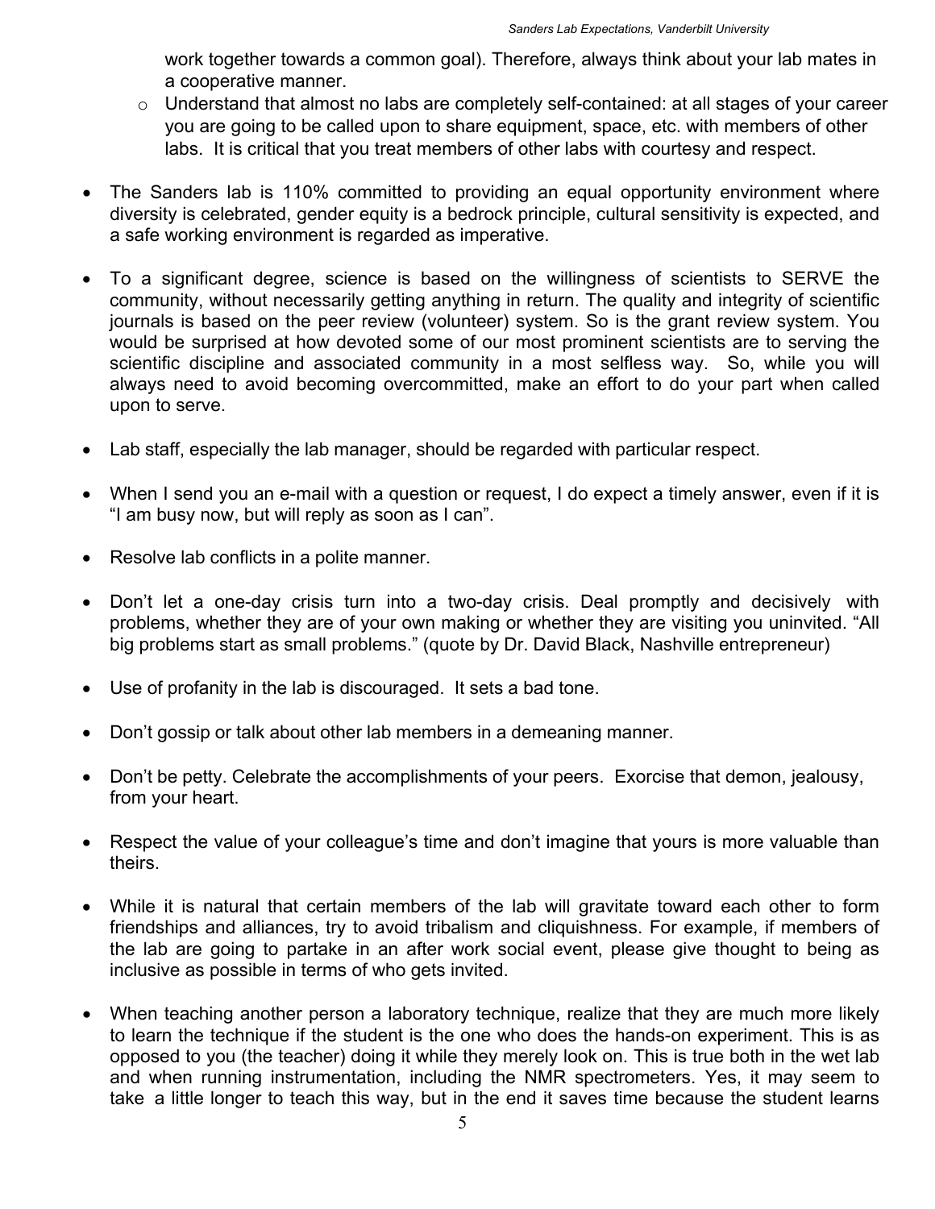work together towards a common goal). Therefore, always think about your lab mates in a cooperative manner.

    - Understand that almost no labs are completely self-contained: at all stages of your career you are going to be called upon to share equipment, space, etc. with members of other labs. It is critical that you treat members of other labs with courtesy and respect.

- The Sanders lab is 110% committed to providing an equal opportunity environment where diversity is celebrated, gender equity is a bedrock principle, cultural sensitivity is expected, and a safe working environment is regarded as imperative.

- To a significant degree, science is based on the willingness of scientists to SERVE the community, without necessarily getting anything in return. The quality and integrity of scientific journals is based on the peer review (volunteer) system. So is the grant review system. You would be surprised at how devoted some of our most prominent scientists are to serving the scientific discipline and associated community in a most selfless way. So, while you will always need to avoid becoming overcommitted, make an effort to do your part when called upon to serve.

- Lab staff, especially the lab manager, should be regarded with particular respect.

- When I send you an e-mail with a question or request, I do expect a timely answer, even if it is "I am busy now, but will reply as soon as I can".

- Resolve lab conflicts in a polite manner.

- Don't let a one-day crisis turn into a two-day crisis. Deal promptly and decisively with problems, whether they are of your own making or whether they are visiting you uninvited. "All big problems start as small problems." (quote by Dr. David Black, Nashville entrepreneur)

- Use of profanity in the lab is discouraged. It sets a bad tone.

- Don't gossip or talk about other lab members in a demeaning manner.

- Don't be petty. Celebrate the accomplishments of your peers. Exorcise that demon, jealousy, from your heart.

- Respect the value of your colleague's time and don't imagine that yours is more valuable than theirs.

- While it is natural that certain members of the lab will gravitate toward each other to form friendships and alliances, try to avoid tribalism and cliquishness. For example, if members of the lab are going to partake in an after work social event, please give thought to being as inclusive as possible in terms of who gets invited.

- When teaching another person a laboratory technique, realize that they are much more likely to learn the technique if the student is the one who does the hands-on experiment. This is as opposed to you (the teacher) doing it while they merely look on. This is true both in the wet lab and when running instrumentation, including the NMR spectrometers. Yes, it may seem to take a little longer to teach this way, but in the end it saves time because the student learns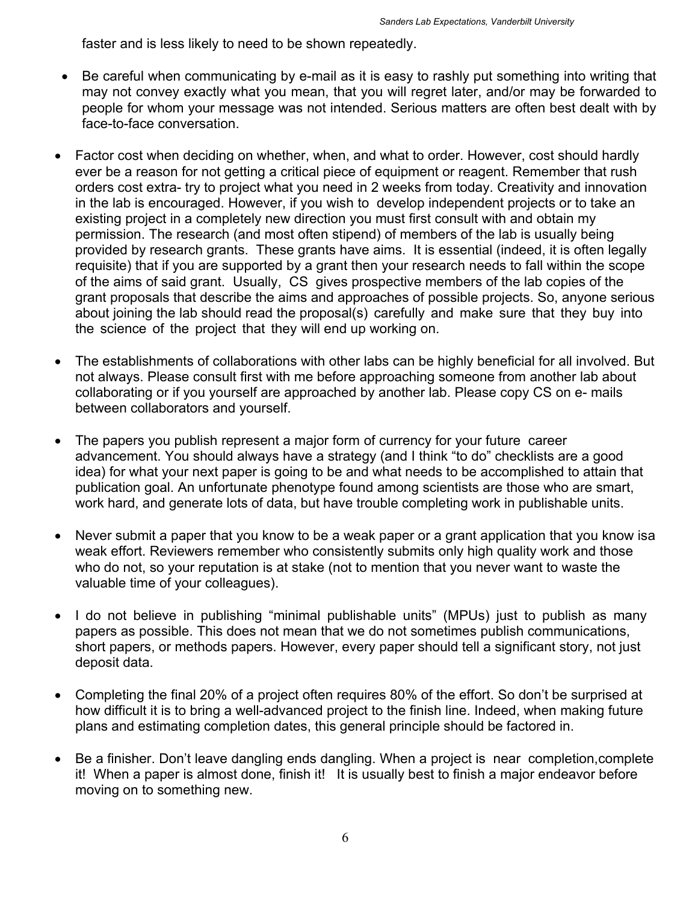faster and is less likely to need to be shown repeatedly.

- Be careful when communicating by e-mail as it is easy to rashly put something into writing that may not convey exactly what you mean, that you will regret later, and/or may be forwarded to people for whom your message was not intended. Serious matters are often best dealt with by face-to-face conversation.

- Factor cost when deciding on whether, when, and what to order. However, cost should hardly ever be a reason for not getting a critical piece of equipment or reagent. Remember that rush orders cost extra- try to project what you need in 2 weeks from today. Creativity and innovation in the lab is encouraged. However, if you wish to develop independent projects or to take an existing project in a completely new direction you must first consult with and obtain my permission. The research (and most often stipend) of members of the lab is usually being provided by research grants. These grants have aims. It is essential (indeed, it is often legally requisite) that if you are supported by a grant then your research needs to fall within the scope of the aims of said grant. Usually, CS gives prospective members of the lab copies of the grant proposals that describe the aims and approaches of possible projects. So, anyone serious about joining the lab should read the proposal(s) carefully and make sure that they buy into the science of the project that they will end up working on.

- The establishments of collaborations with other labs can be highly beneficial for all involved. But not always. Please consult first with me before approaching someone from another lab about collaborating or if you yourself are approached by another lab. Please copy CS on e- mails between collaborators and yourself.

- The papers you publish represent a major form of currency for your future career advancement. You should always have a strategy (and I think "to do" checklists are a good idea) for what your next paper is going to be and what needs to be accomplished to attain that publication goal. An unfortunate phenotype found among scientists are those who are smart, work hard, and generate lots of data, but have trouble completing work in publishable units.

- Never submit a paper that you know to be a weak paper or a grant application that you know isa weak effort. Reviewers remember who consistently submits only high quality work and those who do not, so your reputation is at stake (not to mention that you never want to waste the valuable time of your colleagues).

- I do not believe in publishing "minimal publishable units" (MPUs) just to publish as many papers as possible. This does not mean that we do not sometimes publish communications, short papers, or methods papers. However, every paper should tell a significant story, not just deposit data.

- Completing the final 20% of a project often requires 80% of the effort. So don't be surprised at how difficult it is to bring a well-advanced project to the finish line. Indeed, when making future plans and estimating completion dates, this general principle should be factored in.

- Be a finisher. Don't leave dangling ends dangling. When a project is near completion,complete it! When a paper is almost done, finish it! It is usually best to finish a major endeavor before moving on to something new.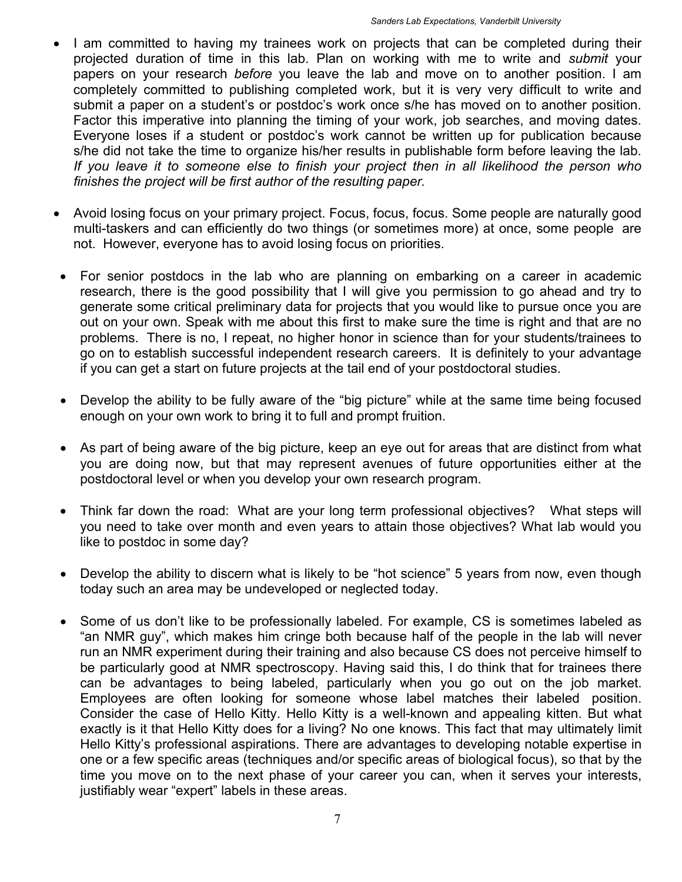- I am committed to having my trainees work on projects that can be completed during their projected duration of time in this lab. Plan on working with me to write and *submit* your papers on your research *before* you leave the lab and move on to another position. I am completely committed to publishing completed work, but it is very very difficult to write and submit a paper on a student's or postdoc's work once s/he has moved on to another position. Factor this imperative into planning the timing of your work, job searches, and moving dates. Everyone loses if a student or postdoc's work cannot be written up for publication because s/he did not take the time to organize his/her results in publishable form before leaving the lab. *If you leave it to someone else to finish your project then in all likelihood the person who finishes the project will be first author of the resulting paper.*

- Avoid losing focus on your primary project. Focus, focus, focus. Some people are naturally good multi-taskers and can efficiently do two things (or sometimes more) at once, some people are not. However, everyone has to avoid losing focus on priorities.

- For senior postdocs in the lab who are planning on embarking on a career in academic research, there is the good possibility that I will give you permission to go ahead and try to generate some critical preliminary data for projects that you would like to pursue once you are out on your own. Speak with me about this first to make sure the time is right and that are no problems. There is no, I repeat, no higher honor in science than for your students/trainees to go on to establish successful independent research careers. It is definitely to your advantage if you can get a start on future projects at the tail end of your postdoctoral studies.

- Develop the ability to be fully aware of the "big picture" while at the same time being focused enough on your own work to bring it to full and prompt fruition.

- As part of being aware of the big picture, keep an eye out for areas that are distinct from what you are doing now, but that may represent avenues of future opportunities either at the postdoctoral level or when you develop your own research program.

- Think far down the road: What are your long term professional objectives? What steps will you need to take over month and even years to attain those objectives? What lab would you like to postdoc in some day?

- Develop the ability to discern what is likely to be "hot science" 5 years from now, even though today such an area may be undeveloped or neglected today.

- Some of us don't like to be professionally labeled. For example, CS is sometimes labeled as "an NMR guy", which makes him cringe both because half of the people in the lab will never run an NMR experiment during their training and also because CS does not perceive himself to be particularly good at NMR spectroscopy. Having said this, I do think that for trainees there can be advantages to being labeled, particularly when you go out on the job market. Employees are often looking for someone whose label matches their labeled position. Consider the case of Hello Kitty. Hello Kitty is a well-known and appealing kitten. But what exactly is it that Hello Kitty does for a living? No one knows. This fact that may ultimately limit Hello Kitty's professional aspirations. There are advantages to developing notable expertise in one or a few specific areas (techniques and/or specific areas of biological focus), so that by the time you move on to the next phase of your career you can, when it serves your interests, justifiably wear "expert" labels in these areas.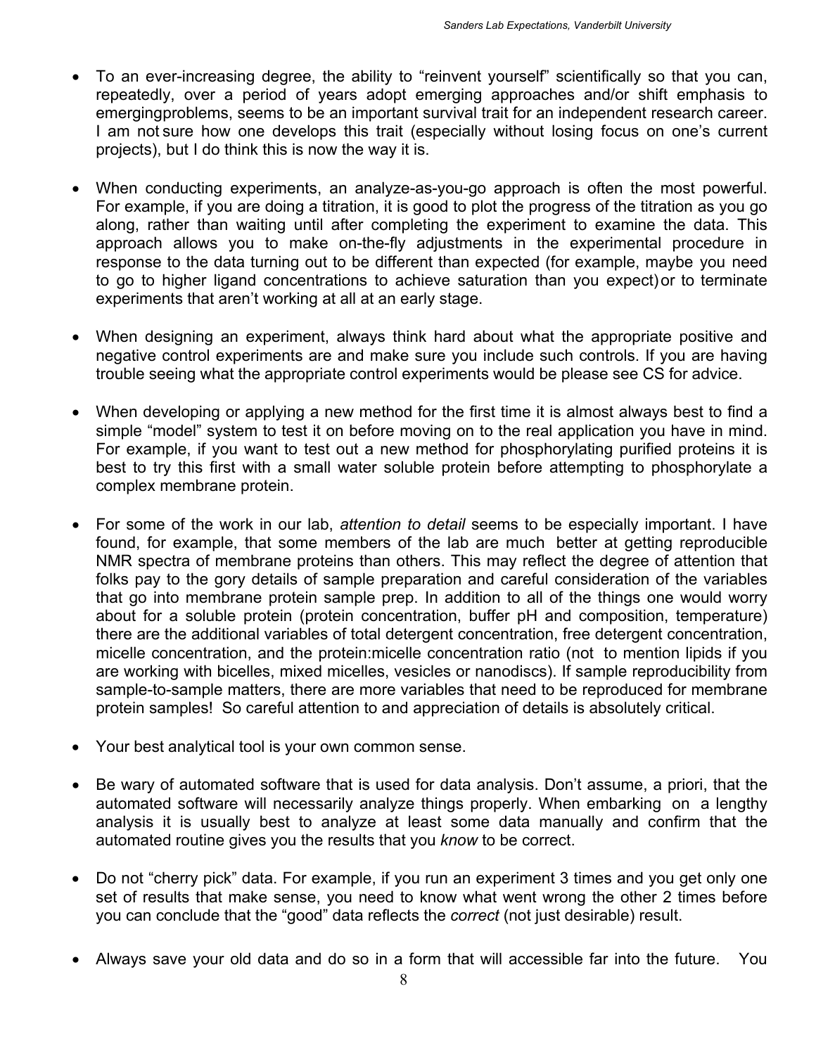- To an ever-increasing degree, the ability to "reinvent yourself" scientifically so that you can, repeatedly, over a period of years adopt emerging approaches and/or shift emphasis to emergingproblems, seems to be an important survival trait for an independent research career. I am not sure how one develops this trait (especially without losing focus on one's current projects), but I do think this is now the way it is.

- When conducting experiments, an analyze-as-you-go approach is often the most powerful. For example, if you are doing a titration, it is good to plot the progress of the titration as you go along, rather than waiting until after completing the experiment to examine the data. This approach allows you to make on-the-fly adjustments in the experimental procedure in response to the data turning out to be different than expected (for example, maybe you need to go to higher ligand concentrations to achieve saturation than you expect) or to terminate experiments that aren't working at all at an early stage.

- When designing an experiment, always think hard about what the appropriate positive and negative control experiments are and make sure you include such controls. If you are having trouble seeing what the appropriate control experiments would be please see CS for advice.

- When developing or applying a new method for the first time it is almost always best to find a simple "model" system to test it on before moving on to the real application you have in mind. For example, if you want to test out a new method for phosphorylating purified proteins it is best to try this first with a small water soluble protein before attempting to phosphorylate a complex membrane protein.

- For some of the work in our lab, *attention to detail* seems to be especially important. I have found, for example, that some members of the lab are much better at getting reproducible NMR spectra of membrane proteins than others. This may reflect the degree of attention that folks pay to the gory details of sample preparation and careful consideration of the variables that go into membrane protein sample prep. In addition to all of the things one would worry about for a soluble protein (protein concentration, buffer pH and composition, temperature) there are the additional variables of total detergent concentration, free detergent concentration, micelle concentration, and the protein:micelle concentration ratio (not to mention lipids if you are working with bicelles, mixed micelles, vesicles or nanodiscs). If sample reproducibility from sample-to-sample matters, there are more variables that need to be reproduced for membrane protein samples! So careful attention to and appreciation of details is absolutely critical.

- Your best analytical tool is your own common sense.

- Be wary of automated software that is used for data analysis. Don't assume, a priori, that the automated software will necessarily analyze things properly. When embarking on a lengthy analysis it is usually best to analyze at least some data manually and confirm that the automated routine gives you the results that you *know* to be correct.

- Do not "cherry pick" data. For example, if you run an experiment 3 times and you get only one set of results that make sense, you need to know what went wrong the other 2 times before you can conclude that the "good" data reflects the *correct* (not just desirable) result.

- Always save your old data and do so in a form that will accessible far into the future. You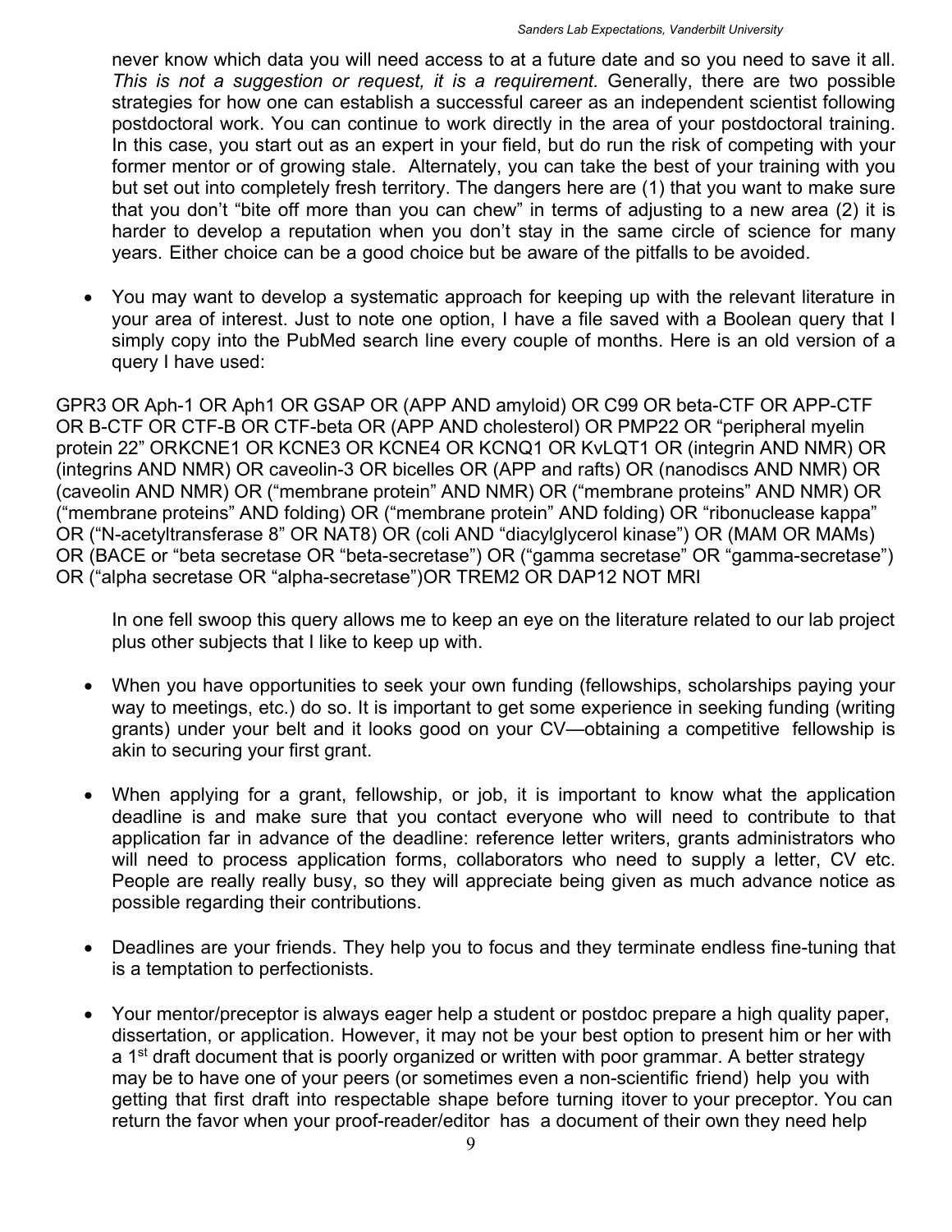never know which data you will need access to at a future date and so you need to save it all. *This is not a suggestion or request, it is a requirement.* Generally, there are two possible strategies for how one can establish a successful career as an independent scientist following postdoctoral work. You can continue to work directly in the area of your postdoctoral training. In this case, you start out as an expert in your field, but do run the risk of competing with your former mentor or of growing stale. Alternately, you can take the best of your training with you but set out into completely fresh territory. The dangers here are (1) that you want to make sure that you don't "bite off more than you can chew" in terms of adjusting to a new area (2) it is harder to develop a reputation when you don't stay in the same circle of science for many years. Either choice can be a good choice but be aware of the pitfalls to be avoided.

- You may want to develop a systematic approach for keeping up with the relevant literature in your area of interest. Just to note one option, I have a file saved with a Boolean query that I simply copy into the PubMed search line every couple of months. Here is an old version of a query I have used:

GPR3 OR Aph-1 OR Aph1 OR GSAP OR (APP AND amyloid) OR C99 OR beta-CTF OR APP-CTF OR B-CTF OR CTF-B OR CTF-beta OR (APP AND cholesterol) OR PMP22 OR "peripheral myelin protein 22" ORKCNE1 OR KCNE3 OR KCNE4 OR KCNQ1 OR KvLQT1 OR (integrin AND NMR) OR (integrins AND NMR) OR caveolin-3 OR bicelles OR (APP and rafts) OR (nanodiscs AND NMR) OR (caveolin AND NMR) OR ("membrane protein" AND NMR) OR ("membrane proteins" AND NMR) OR ("membrane proteins" AND folding) OR ("membrane protein" AND folding) OR "ribonuclease kappa" OR ("N-acetyltransferase 8" OR NAT8) OR (coli AND "diacylglycerol kinase") OR (MAM OR MAMs) OR (BACE or "beta secretase OR "beta-secretase") OR ("gamma secretase" OR "gamma-secretase") OR ("alpha secretase OR "alpha-secretase")OR TREM2 OR DAP12 NOT MRI

In one fell swoop this query allows me to keep an eye on the literature related to our lab project plus other subjects that I like to keep up with.

- When you have opportunities to seek your own funding (fellowships, scholarships paying your way to meetings, etc.) do so. It is important to get some experience in seeking funding (writing grants) under your belt and it looks good on your CV—obtaining a competitive fellowship is akin to securing your first grant.

- When applying for a grant, fellowship, or job, it is important to know what the application deadline is and make sure that you contact everyone who will need to contribute to that application far in advance of the deadline: reference letter writers, grants administrators who will need to process application forms, collaborators who need to supply a letter, CV etc. People are really really busy, so they will appreciate being given as much advance notice as possible regarding their contributions.

- Deadlines are your friends. They help you to focus and they terminate endless fine-tuning that is a temptation to perfectionists.

- Your mentor/preceptor is always eager help a student or postdoc prepare a high quality paper, dissertation, or application. However, it may not be your best option to present him or her with a 1st draft document that is poorly organized or written with poor grammar. A better strategy may be to have one of your peers (or sometimes even a non-scientific friend) help you with getting that first draft into respectable shape before turning itover to your preceptor. You can return the favor when your proof-reader/editor has a document of their own they need help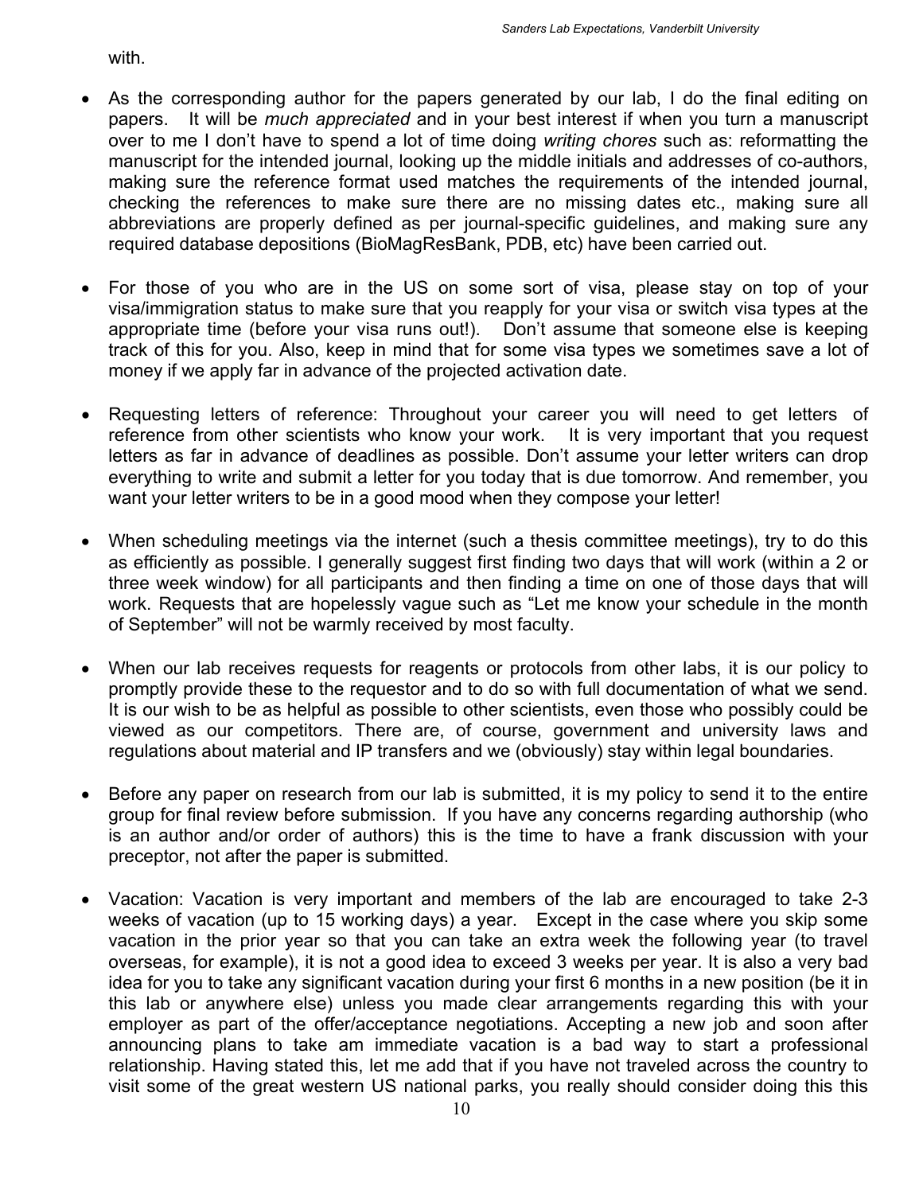with.

- As the corresponding author for the papers generated by our lab, I do the final editing on papers. It will be *much appreciated* and in your best interest if when you turn a manuscript over to me I don't have to spend a lot of time doing *writing chores* such as: reformatting the manuscript for the intended journal, looking up the middle initials and addresses of co-authors, making sure the reference format used matches the requirements of the intended journal, checking the references to make sure there are no missing dates etc., making sure all abbreviations are properly defined as per journal-specific guidelines, and making sure any required database depositions (BioMagResBank, PDB, etc) have been carried out.

- For those of you who are in the US on some sort of visa, please stay on top of your visa/immigration status to make sure that you reapply for your visa or switch visa types at the appropriate time (before your visa runs out!). Don't assume that someone else is keeping track of this for you. Also, keep in mind that for some visa types we sometimes save a lot of money if we apply far in advance of the projected activation date.

- Requesting letters of reference: Throughout your career you will need to get letters of reference from other scientists who know your work. It is very important that you request letters as far in advance of deadlines as possible. Don't assume your letter writers can drop everything to write and submit a letter for you today that is due tomorrow. And remember, you want your letter writers to be in a good mood when they compose your letter!

- When scheduling meetings via the internet (such a thesis committee meetings), try to do this as efficiently as possible. I generally suggest first finding two days that will work (within a 2 or three week window) for all participants and then finding a time on one of those days that will work. Requests that are hopelessly vague such as "Let me know your schedule in the month of September" will not be warmly received by most faculty.

- When our lab receives requests for reagents or protocols from other labs, it is our policy to promptly provide these to the requestor and to do so with full documentation of what we send. It is our wish to be as helpful as possible to other scientists, even those who possibly could be viewed as our competitors. There are, of course, government and university laws and regulations about material and IP transfers and we (obviously) stay within legal boundaries.

- Before any paper on research from our lab is submitted, it is my policy to send it to the entire group for final review before submission. If you have any concerns regarding authorship (who is an author and/or order of authors) this is the time to have a frank discussion with your preceptor, not after the paper is submitted.

- Vacation: Vacation is very important and members of the lab are encouraged to take 2-3 weeks of vacation (up to 15 working days) a year. Except in the case where you skip some vacation in the prior year so that you can take an extra week the following year (to travel overseas, for example), it is not a good idea to exceed 3 weeks per year. It is also a very bad idea for you to take any significant vacation during your first 6 months in a new position (be it in this lab or anywhere else) unless you made clear arrangements regarding this with your employer as part of the offer/acceptance negotiations. Accepting a new job and soon after announcing plans to take am immediate vacation is a bad way to start a professional relationship. Having stated this, let me add that if you have not traveled across the country to visit some of the great western US national parks, you really should consider doing this this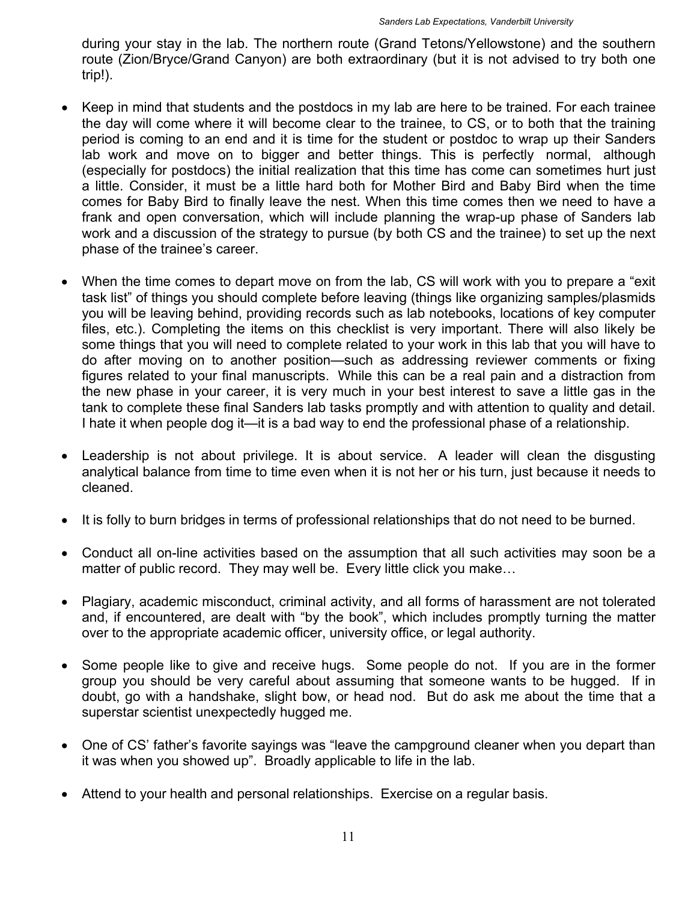during your stay in the lab. The northern route (Grand Tetons/Yellowstone) and the southern route (Zion/Bryce/Grand Canyon) are both extraordinary (but it is not advised to try both one trip!).

- Keep in mind that students and the postdocs in my lab are here to be trained. For each trainee the day will come where it will become clear to the trainee, to CS, or to both that the training period is coming to an end and it is time for the student or postdoc to wrap up their Sanders lab work and move on to bigger and better things. This is perfectly normal, although (especially for postdocs) the initial realization that this time has come can sometimes hurt just a little. Consider, it must be a little hard both for Mother Bird and Baby Bird when the time comes for Baby Bird to finally leave the nest. When this time comes then we need to have a frank and open conversation, which will include planning the wrap-up phase of Sanders lab work and a discussion of the strategy to pursue (by both CS and the trainee) to set up the next phase of the trainee's career.

- When the time comes to depart move on from the lab, CS will work with you to prepare a "exit task list" of things you should complete before leaving (things like organizing samples/plasmids you will be leaving behind, providing records such as lab notebooks, locations of key computer files, etc.). Completing the items on this checklist is very important. There will also likely be some things that you will need to complete related to your work in this lab that you will have to do after moving on to another position—such as addressing reviewer comments or fixing figures related to your final manuscripts. While this can be a real pain and a distraction from the new phase in your career, it is very much in your best interest to save a little gas in the tank to complete these final Sanders lab tasks promptly and with attention to quality and detail. I hate it when people dog it—it is a bad way to end the professional phase of a relationship.

- Leadership is not about privilege. It is about service. A leader will clean the disgusting analytical balance from time to time even when it is not her or his turn, just because it needs to cleaned.

- It is folly to burn bridges in terms of professional relationships that do not need to be burned.

- Conduct all on-line activities based on the assumption that all such activities may soon be a matter of public record. They may well be. Every little click you make…

- Plagiary, academic misconduct, criminal activity, and all forms of harassment are not tolerated and, if encountered, are dealt with "by the book", which includes promptly turning the matter over to the appropriate academic officer, university office, or legal authority.

- Some people like to give and receive hugs. Some people do not. If you are in the former group you should be very careful about assuming that someone wants to be hugged. If in doubt, go with a handshake, slight bow, or head nod. But do ask me about the time that a superstar scientist unexpectedly hugged me.

- One of CS' father's favorite sayings was "leave the campground cleaner when you depart than it was when you showed up". Broadly applicable to life in the lab.

- Attend to your health and personal relationships. Exercise on a regular basis.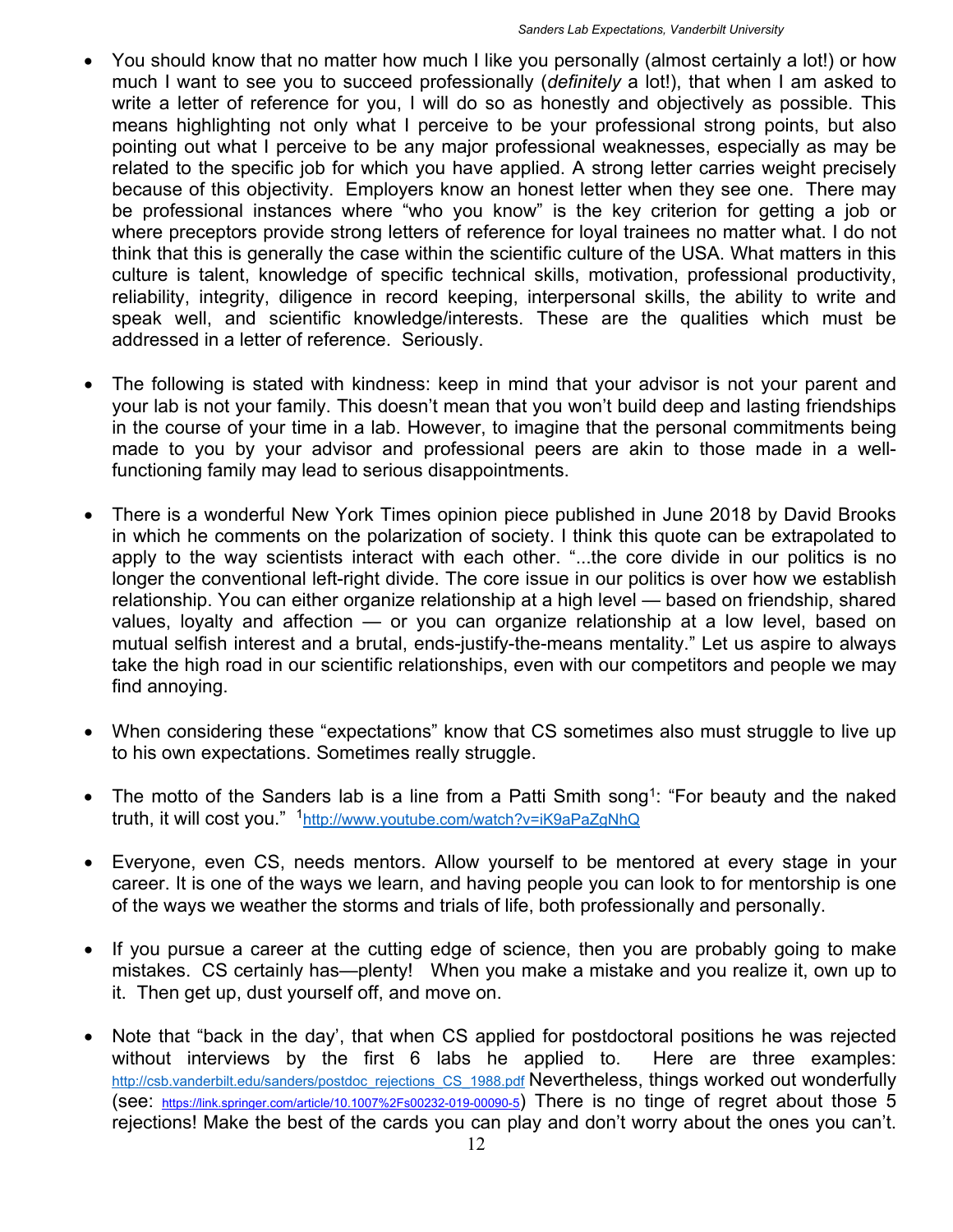- You should know that no matter how much I like you personally (almost certainly a lot!) or how much I want to see you to succeed professionally (*definitely* a lot!), that when I am asked to write a letter of reference for you, I will do so as honestly and objectively as possible. This means highlighting not only what I perceive to be your professional strong points, but also pointing out what I perceive to be any major professional weaknesses, especially as may be related to the specific job for which you have applied. A strong letter carries weight precisely because of this objectivity. Employers know an honest letter when they see one. There may be professional instances where "who you know" is the key criterion for getting a job or where preceptors provide strong letters of reference for loyal trainees no matter what. I do not think that this is generally the case within the scientific culture of the USA. What matters in this culture is talent, knowledge of specific technical skills, motivation, professional productivity, reliability, integrity, diligence in record keeping, interpersonal skills, the ability to write and speak well, and scientific knowledge/interests. These are the qualities which must be addressed in a letter of reference. Seriously.

- The following is stated with kindness: keep in mind that your advisor is not your parent and your lab is not your family. This doesn't mean that you won't build deep and lasting friendships in the course of your time in a lab. However, to imagine that the personal commitments being made to you by your advisor and professional peers are akin to those made in a well-functioning family may lead to serious disappointments.

- There is a wonderful New York Times opinion piece published in June 2018 by David Brooks in which he comments on the polarization of society. I think this quote can be extrapolated to apply to the way scientists interact with each other. "...the core divide in our politics is no longer the conventional left-right divide. The core issue in our politics is over how we establish relationship. You can either organize relationship at a high level — based on friendship, shared values, loyalty and affection — or you can organize relationship at a low level, based on mutual selfish interest and a brutal, ends-justify-the-means mentality." Let us aspire to always take the high road in our scientific relationships, even with our competitors and people we may find annoying.

- When considering these "expectations" know that CS sometimes also must struggle to live up to his own expectations. Sometimes really struggle.

- The motto of the Sanders lab is a line from a Patti Smith song[1]: "For beauty and the naked truth, it will cost you." [1]http://www.youtube.com/watch?v=iK9aPaZgNhQ

- Everyone, even CS, needs mentors. Allow yourself to be mentored at every stage in your career. It is one of the ways we learn, and having people you can look to for mentorship is one of the ways we weather the storms and trials of life, both professionally and personally.

- If you pursue a career at the cutting edge of science, then you are probably going to make mistakes. CS certainly has—plenty! When you make a mistake and you realize it, own up to it. Then get up, dust yourself off, and move on.

- Note that "back in the day', that when CS applied for postdoctoral positions he was rejected without interviews by the first 6 labs he applied to. Here are three examples: http://csb.vanderbilt.edu/sanders/postdoc_rejections_CS_1988.pdf Nevertheless, things worked out wonderfully (see: https://link.springer.com/article/10.1007%2Fs00232-019-00090-5) There is no tinge of regret about those 5 rejections! Make the best of the cards you can play and don't worry about the ones you can't.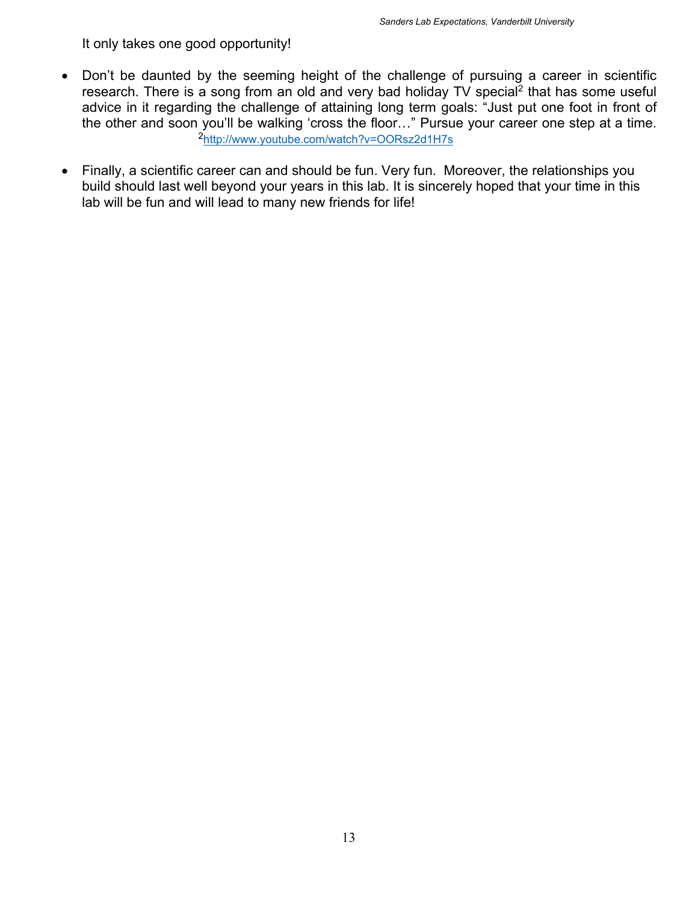It only takes one good opportunity!

- Don't be daunted by the seeming height of the challenge of pursuing a career in scientific research. There is a song from an old and very bad holiday TV special[2] that has some useful advice in it regarding the challenge of attaining long term goals: "Just put one foot in front of the other and soon you'll be walking 'cross the floor…" Pursue your career one step at a time.
  [2]http://www.youtube.com/watch?v=OORsz2d1H7s

- Finally, a scientific career can and should be fun. Very fun. Moreover, the relationships you build should last well beyond your years in this lab. It is sincerely hoped that your time in this lab will be fun and will lead to many new friends for life!